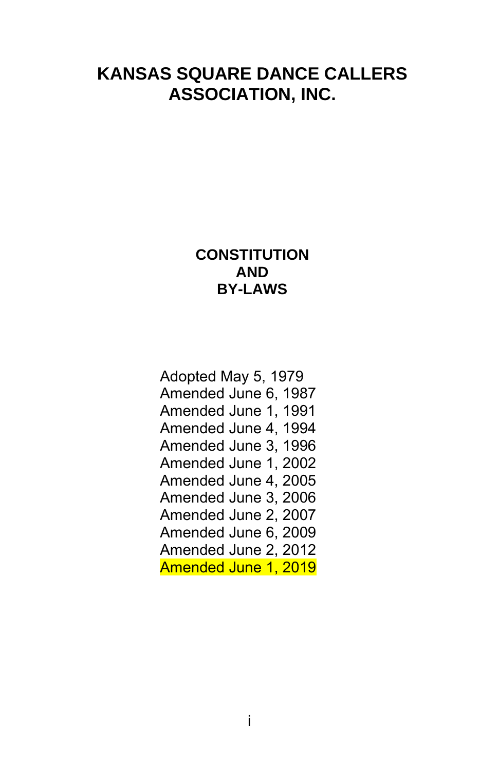# KANSAS SQUARE DANCE CALLERS ASSOCIATION, INC.

## CONSTITUTION AND BY-LAWS

Adopted May 5, 1979
Amended June 6, 1987
Amended June 1, 1991
Amended June 4, 1994
Amended June 3, 1996
Amended June 1, 2002
Amended June 4, 2005
Amended June 3, 2006
Amended June 2, 2007
Amended June 6, 2009
Amended June 2, 2012
Amended June 1, 2019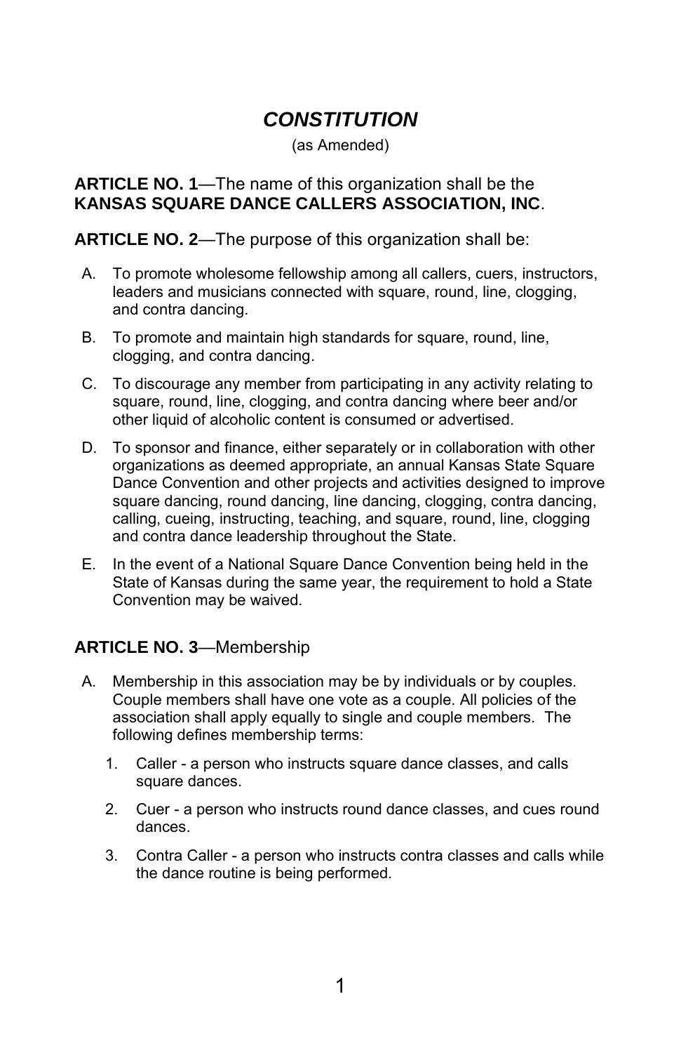# *CONSTITUTION*

(as Amended)

**ARTICLE NO. 1**—The name of this organization shall be the **KANSAS SQUARE DANCE CALLERS ASSOCIATION, INC**.

**ARTICLE NO. 2**—The purpose of this organization shall be:

A. To promote wholesome fellowship among all callers, cuers, instructors, leaders and musicians connected with square, round, line, clogging, and contra dancing.

B. To promote and maintain high standards for square, round, line, clogging, and contra dancing.

C. To discourage any member from participating in any activity relating to square, round, line, clogging, and contra dancing where beer and/or other liquid of alcoholic content is consumed or advertised.

D. To sponsor and finance, either separately or in collaboration with other organizations as deemed appropriate, an annual Kansas State Square Dance Convention and other projects and activities designed to improve square dancing, round dancing, line dancing, clogging, contra dancing, calling, cueing, instructing, teaching, and square, round, line, clogging and contra dance leadership throughout the State.

E. In the event of a National Square Dance Convention being held in the State of Kansas during the same year, the requirement to hold a State Convention may be waived.

**ARTICLE NO. 3**—Membership

A. Membership in this association may be by individuals or by couples. Couple members shall have one vote as a couple. All policies of the association shall apply equally to single and couple members. The following defines membership terms:

   1. Caller - a person who instructs square dance classes, and calls square dances.

   2. Cuer - a person who instructs round dance classes, and cues round dances.

   3. Contra Caller - a person who instructs contra classes and calls while the dance routine is being performed.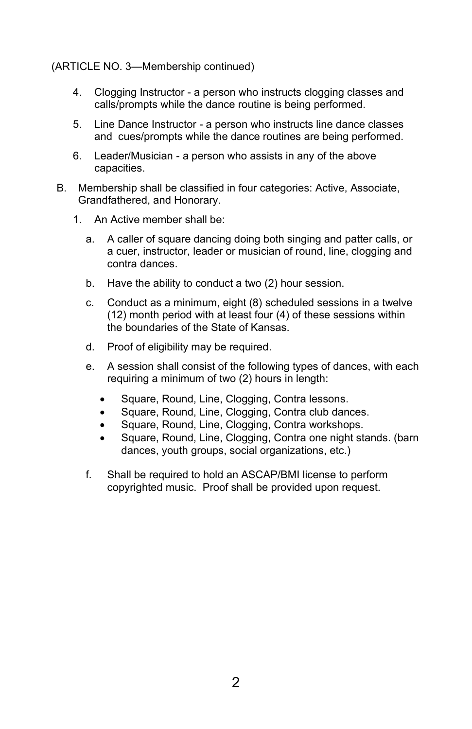(ARTICLE NO. 3—Membership continued)

4. Clogging Instructor - a person who instructs clogging classes and calls/prompts while the dance routine is being performed.

5. Line Dance Instructor - a person who instructs line dance classes and cues/prompts while the dance routines are being performed.

6. Leader/Musician - a person who assists in any of the above capacities.

B. Membership shall be classified in four categories: Active, Associate, Grandfathered, and Honorary.

   1. An Active member shall be:

      a. A caller of square dancing doing both singing and patter calls, or a cuer, instructor, leader or musician of round, line, clogging and contra dances.

      b. Have the ability to conduct a two (2) hour session.

      c. Conduct as a minimum, eight (8) scheduled sessions in a twelve (12) month period with at least four (4) of these sessions within the boundaries of the State of Kansas.

      d. Proof of eligibility may be required.

      e. A session shall consist of the following types of dances, with each requiring a minimum of two (2) hours in length:

         - Square, Round, Line, Clogging, Contra lessons.
         - Square, Round, Line, Clogging, Contra club dances.
         - Square, Round, Line, Clogging, Contra workshops.
         - Square, Round, Line, Clogging, Contra one night stands. (barn dances, youth groups, social organizations, etc.)

      f. Shall be required to hold an ASCAP/BMI license to perform copyrighted music. Proof shall be provided upon request.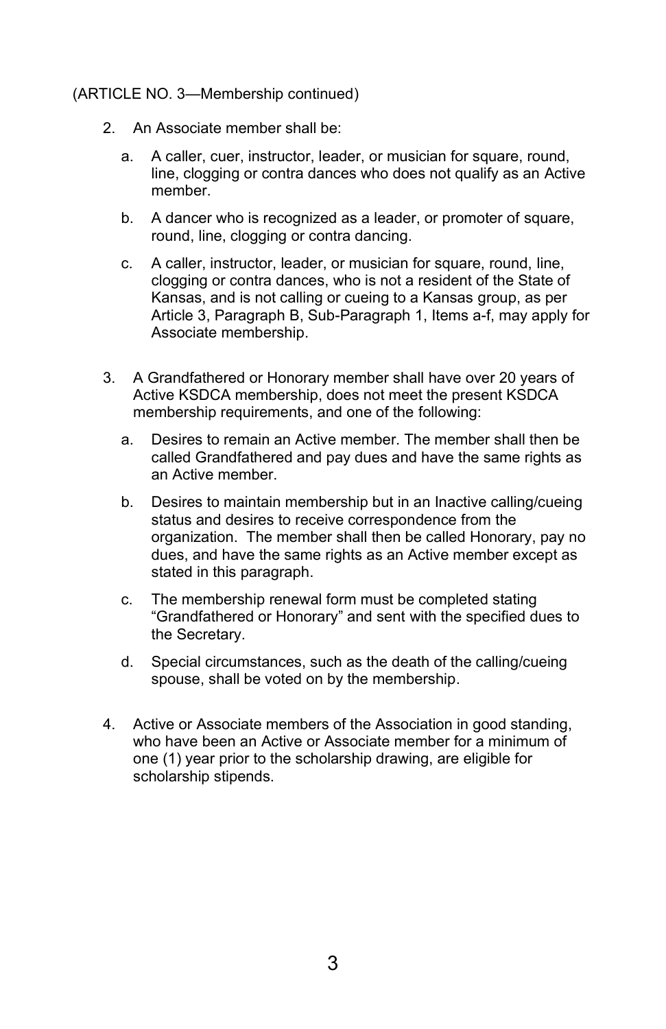(ARTICLE NO. 3—Membership continued)

2. An Associate member shall be:

   a. A caller, cuer, instructor, leader, or musician for square, round, line, clogging or contra dances who does not qualify as an Active member.

   b. A dancer who is recognized as a leader, or promoter of square, round, line, clogging or contra dancing.

   c. A caller, instructor, leader, or musician for square, round, line, clogging or contra dances, who is not a resident of the State of Kansas, and is not calling or cueing to a Kansas group, as per Article 3, Paragraph B, Sub-Paragraph 1, Items a-f, may apply for Associate membership.

3. A Grandfathered or Honorary member shall have over 20 years of Active KSDCA membership, does not meet the present KSDCA membership requirements, and one of the following:

   a. Desires to remain an Active member. The member shall then be called Grandfathered and pay dues and have the same rights as an Active member.

   b. Desires to maintain membership but in an Inactive calling/cueing status and desires to receive correspondence from the organization. The member shall then be called Honorary, pay no dues, and have the same rights as an Active member except as stated in this paragraph.

   c. The membership renewal form must be completed stating "Grandfathered or Honorary" and sent with the specified dues to the Secretary.

   d. Special circumstances, such as the death of the calling/cueing spouse, shall be voted on by the membership.

4. Active or Associate members of the Association in good standing, who have been an Active or Associate member for a minimum of one (1) year prior to the scholarship drawing, are eligible for scholarship stipends.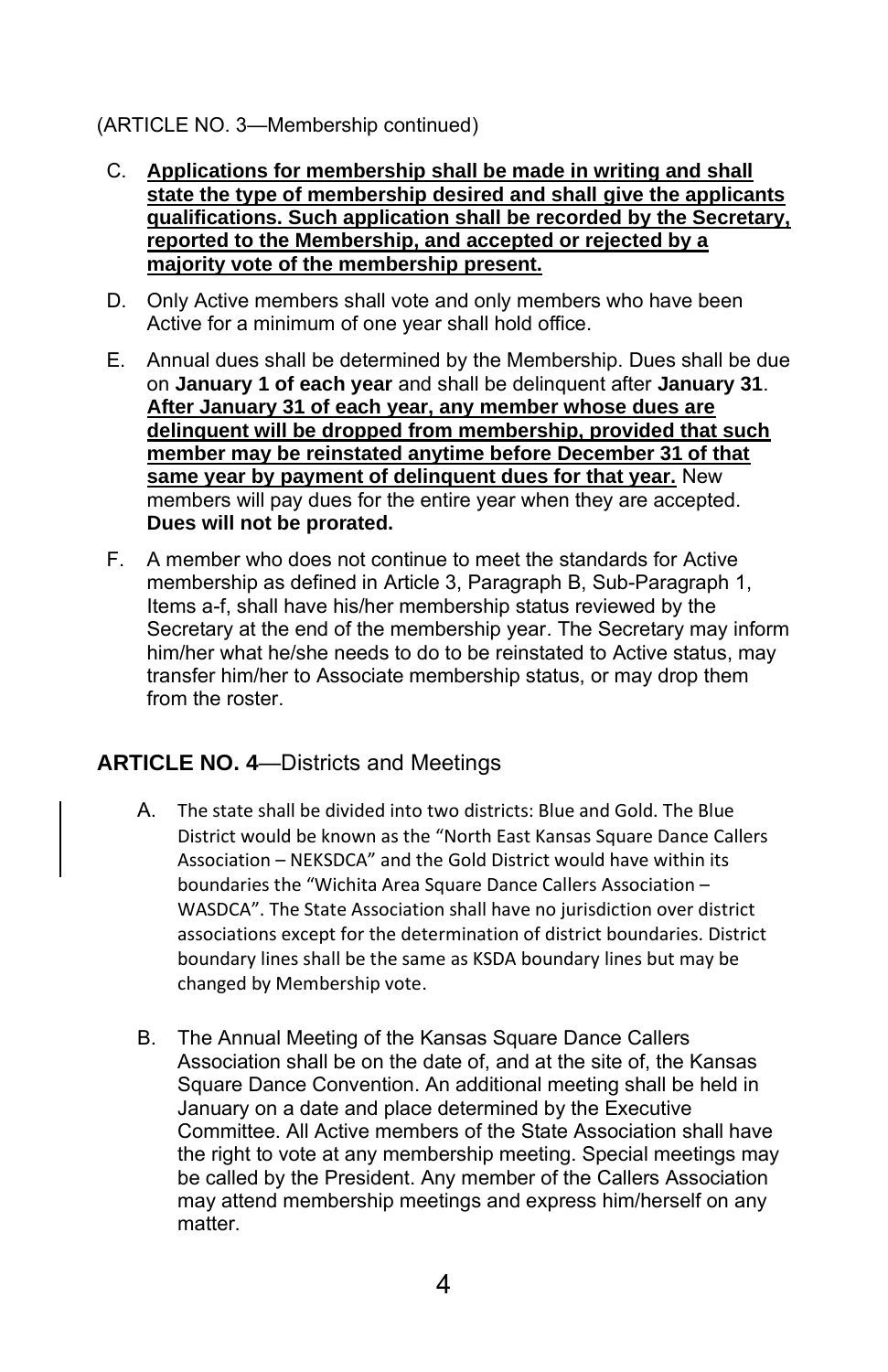(ARTICLE NO. 3—Membership continued)

C. **Applications for membership shall be made in writing and shall state the type of membership desired and shall give the applicants qualifications. Such application shall be recorded by the Secretary, reported to the Membership, and accepted or rejected by a majority vote of the membership present.**

D. Only Active members shall vote and only members who have been Active for a minimum of one year shall hold office.

E. Annual dues shall be determined by the Membership. Dues shall be due on **January 1 of each year** and shall be delinquent after **January 31**. **After January 31 of each year, any member whose dues are delinquent will be dropped from membership, provided that such member may be reinstated anytime before December 31 of that same year by payment of delinquent dues for that year.** New members will pay dues for the entire year when they are accepted. **Dues will not be prorated.**

F. A member who does not continue to meet the standards for Active membership as defined in Article 3, Paragraph B, Sub-Paragraph 1, Items a-f, shall have his/her membership status reviewed by the Secretary at the end of the membership year. The Secretary may inform him/her what he/she needs to do to be reinstated to Active status, may transfer him/her to Associate membership status, or may drop them from the roster.

## **ARTICLE NO. 4**—Districts and Meetings

A. The state shall be divided into two districts: Blue and Gold. The Blue District would be known as the "North East Kansas Square Dance Callers Association – NEKSDCA" and the Gold District would have within its boundaries the "Wichita Area Square Dance Callers Association – WASDCA". The State Association shall have no jurisdiction over district associations except for the determination of district boundaries. District boundary lines shall be the same as KSDA boundary lines but may be changed by Membership vote.

B. The Annual Meeting of the Kansas Square Dance Callers Association shall be on the date of, and at the site of, the Kansas Square Dance Convention. An additional meeting shall be held in January on a date and place determined by the Executive Committee. All Active members of the State Association shall have the right to vote at any membership meeting. Special meetings may be called by the President. Any member of the Callers Association may attend membership meetings and express him/herself on any matter.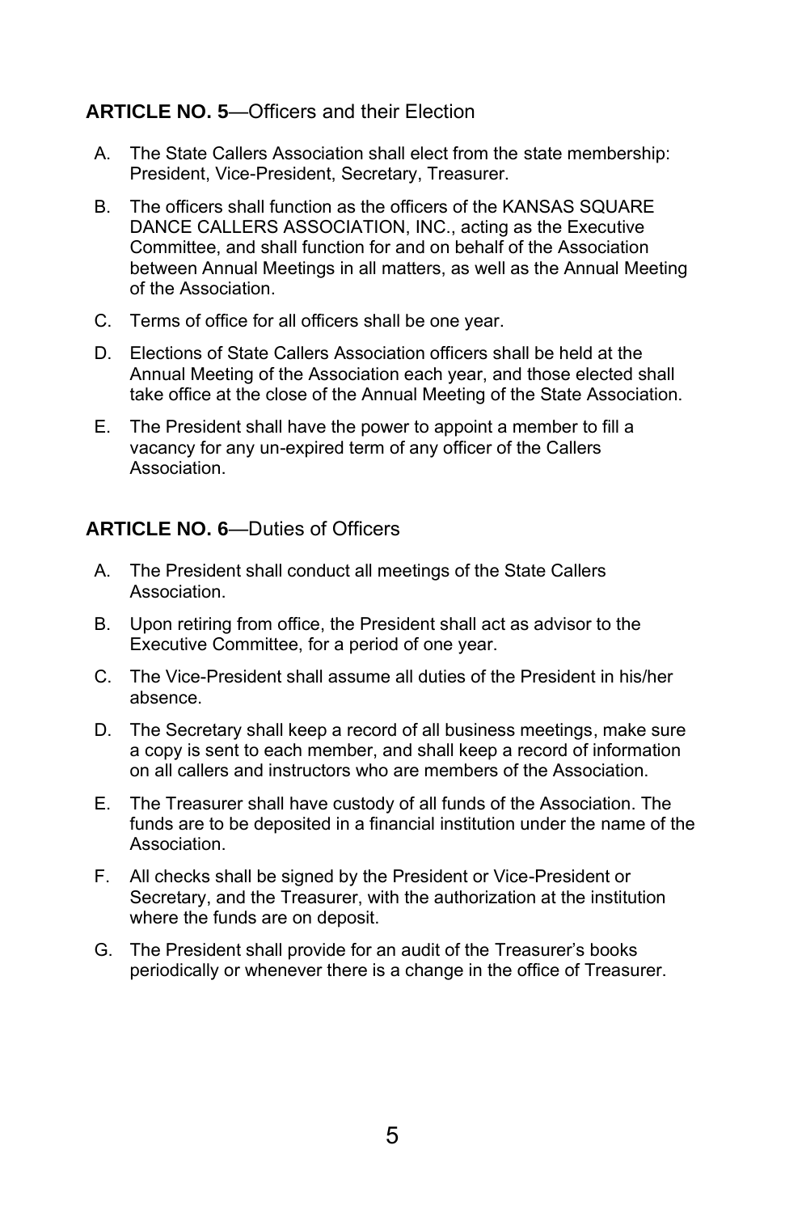## **ARTICLE NO. 5**—Officers and their Election

A. The State Callers Association shall elect from the state membership: President, Vice-President, Secretary, Treasurer.

B. The officers shall function as the officers of the KANSAS SQUARE DANCE CALLERS ASSOCIATION, INC., acting as the Executive Committee, and shall function for and on behalf of the Association between Annual Meetings in all matters, as well as the Annual Meeting of the Association.

C. Terms of office for all officers shall be one year.

D. Elections of State Callers Association officers shall be held at the Annual Meeting of the Association each year, and those elected shall take office at the close of the Annual Meeting of the State Association.

E. The President shall have the power to appoint a member to fill a vacancy for any un-expired term of any officer of the Callers Association.

## **ARTICLE NO. 6**—Duties of Officers

A. The President shall conduct all meetings of the State Callers Association.

B. Upon retiring from office, the President shall act as advisor to the Executive Committee, for a period of one year.

C. The Vice-President shall assume all duties of the President in his/her absence.

D. The Secretary shall keep a record of all business meetings, make sure a copy is sent to each member, and shall keep a record of information on all callers and instructors who are members of the Association.

E. The Treasurer shall have custody of all funds of the Association. The funds are to be deposited in a financial institution under the name of the Association.

F. All checks shall be signed by the President or Vice-President or Secretary, and the Treasurer, with the authorization at the institution where the funds are on deposit.

G. The President shall provide for an audit of the Treasurer's books periodically or whenever there is a change in the office of Treasurer.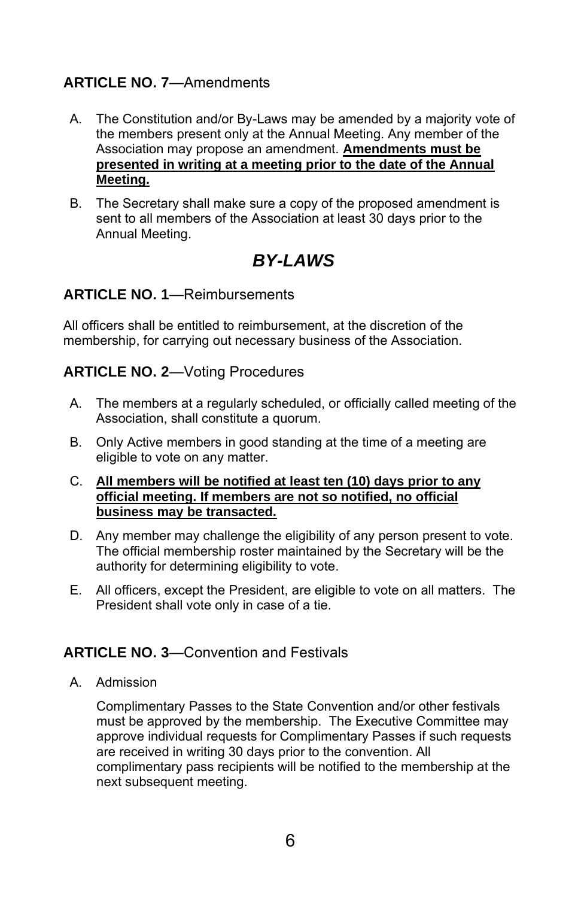### **ARTICLE NO. 7**—Amendments

A. The Constitution and/or By-Laws may be amended by a majority vote of the members present only at the Annual Meeting. Any member of the Association may propose an amendment. <u>**Amendments must be presented in writing at a meeting prior to the date of the Annual Meeting.**</u>

B. The Secretary shall make sure a copy of the proposed amendment is sent to all members of the Association at least 30 days prior to the Annual Meeting.

## ***BY-LAWS***

### **ARTICLE NO. 1**—Reimbursements

All officers shall be entitled to reimbursement, at the discretion of the membership, for carrying out necessary business of the Association.

### **ARTICLE NO. 2**—Voting Procedures

A. The members at a regularly scheduled, or officially called meeting of the Association, shall constitute a quorum.

B. Only Active members in good standing at the time of a meeting are eligible to vote on any matter.

C. <u>**All members will be notified at least ten (10) days prior to any official meeting. If members are not so notified, no official business may be transacted.**</u>

D. Any member may challenge the eligibility of any person present to vote. The official membership roster maintained by the Secretary will be the authority for determining eligibility to vote.

E. All officers, except the President, are eligible to vote on all matters. The President shall vote only in case of a tie.

### **ARTICLE NO. 3**—Convention and Festivals

A. Admission

Complimentary Passes to the State Convention and/or other festivals must be approved by the membership. The Executive Committee may approve individual requests for Complimentary Passes if such requests are received in writing 30 days prior to the convention. All complimentary pass recipients will be notified to the membership at the next subsequent meeting.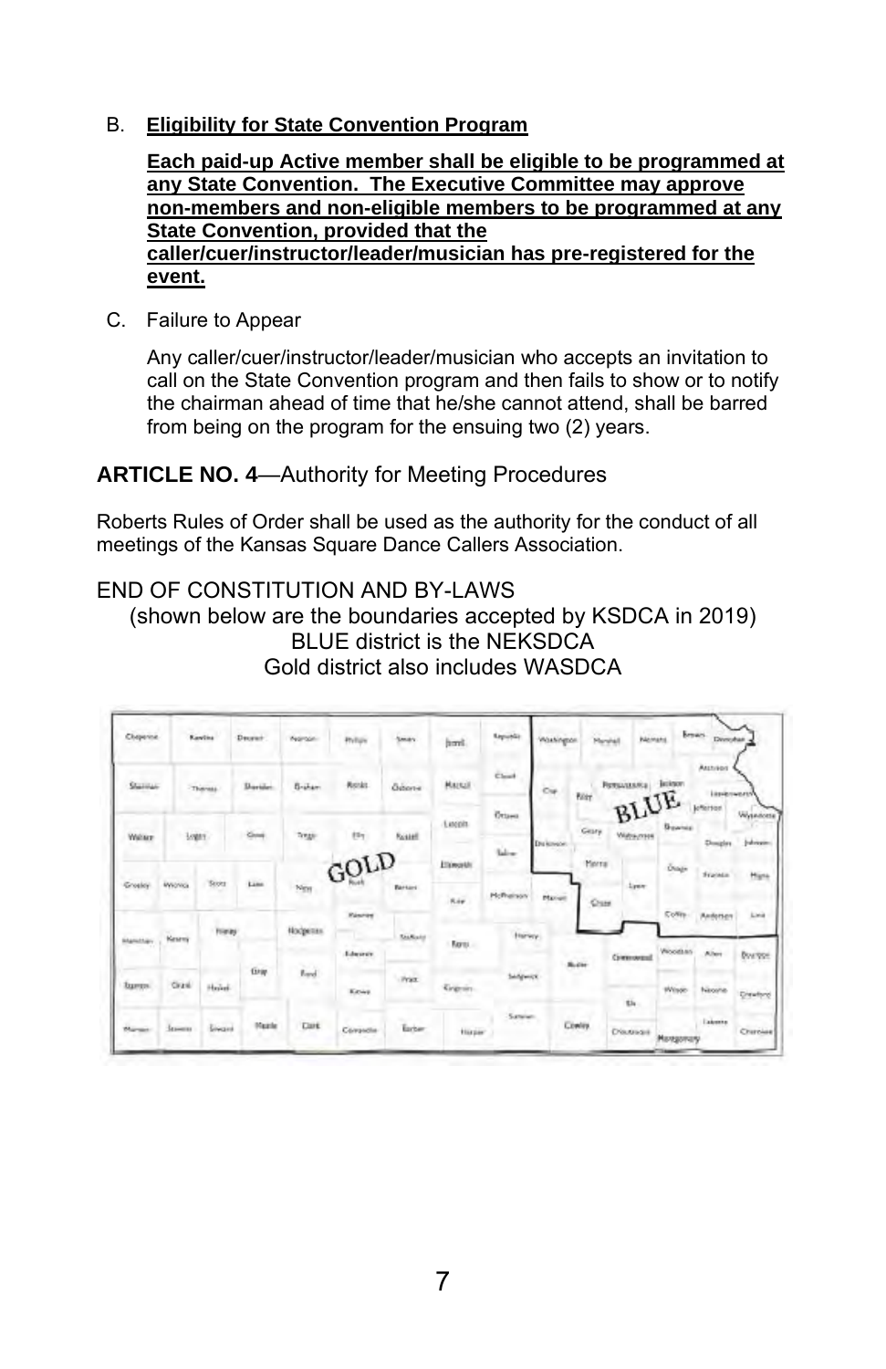B. **<u>Eligibility for State Convention Program</u>**

**<u>Each paid-up Active member shall be eligible to be programmed at any State Convention. The Executive Committee may approve non-members and non-eligible members to be programmed at any State Convention, provided that the caller/cuer/instructor/leader/musician has pre-registered for the event.</u>**

C. Failure to Appear

Any caller/cuer/instructor/leader/musician who accepts an invitation to call on the State Convention program and then fails to show or to notify the chairman ahead of time that he/she cannot attend, shall be barred from being on the program for the ensuing two (2) years.

## **ARTICLE NO. 4**—Authority for Meeting Procedures

Roberts Rules of Order shall be used as the authority for the conduct of all meetings of the Kansas Square Dance Callers Association.

END OF CONSTITUTION AND BY-LAWS

(shown below are the boundaries accepted by KSDCA in 2019)
BLUE district is the NEKSDCA
Gold district also includes WASDCA